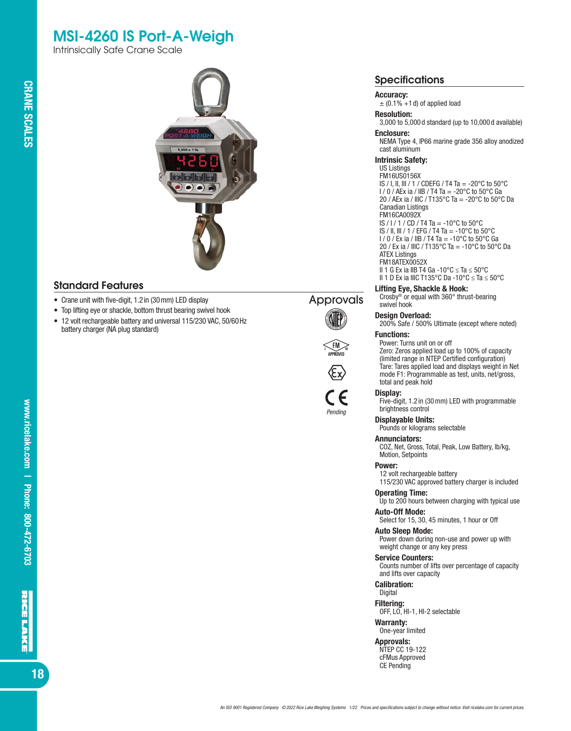# MSI-4260 IS Port-A-Weigh

Intrinsically Safe Crane Scale

## Standard Features

- Crane unit with five-digit, 1.2 in (30 mm) LED display
- Top lifting eye or shackle, bottom thrust bearing swivel hook
- 12 volt rechargeable battery and universal 115/230 VAC, 50/60 Hz battery charger (NA plug standard)

## Approvals

CE *Pending*

## Specifications

**Accuracy:**
± (0.1% +1 d) of applied load

**Resolution:**
3,000 to 5,000 d standard (up to 10,000 d available)

**Enclosure:**
NEMA Type 4, IP66 marine grade 356 alloy anodized cast aluminum

**Intrinsic Safety:**
US Listings
FM16US0156X
IS / I, II, III / 1 / CDEFG / T4 Ta = -20°C to 50°C
I / 0 / AEx ia / IIB / T4 Ta = -20°C to 50°C Ga
20 / AEx ia / IIIC / T135°C Ta = -20°C to 50°C Da
Canadian Listings
FM16CA0092X
IS / I / 1 / CD / T4 Ta = -10°C to 50°C
IS / II, III / 1 / EFG / T4 Ta = -10°C to 50°C
I / 0 / Ex ia / IIB / T4 Ta = -10°C to 50°C Ga
20 / Ex ia / IIIC / T135°C Ta = -10°C to 50°C Da
ATEX Listings
FM18ATEX0052X
II 1 G Ex ia IIB T4 Ga -10°C ≤ Ta ≤ 50°C
II 1 D Ex ia IIIC T135°C Da -10°C ≤ Ta ≤ 50°C

**Lifting Eye, Shackle & Hook:**
Crosby® or equal with 360° thrust-bearing swivel hook

**Design Overload:**
200% Safe / 500% Ultimate (except where noted)

**Functions:**
Power: Turns unit on or off
Zero: Zeros applied load up to 100% of capacity (limited range in NTEP Certified configuration)
Tare: Tares applied load and displays weight in Net mode F1: Programmable as test, units, net/gross, total and peak hold

**Display:**
Five-digit, 1.2 in (30 mm) LED with programmable brightness control

**Displayable Units:**
Pounds or kilograms selectable

**Annunciators:**
COZ, Net, Gross, Total, Peak, Low Battery, lb/kg, Motion, Setpoints

**Power:**
12 volt rechargeable battery
115/230 VAC approved battery charger is included

**Operating Time:**
Up to 200 hours between charging with typical use

**Auto-Off Mode:**
Select for 15, 30, 45 minutes, 1 hour or Off

**Auto Sleep Mode:**
Power down during non-use and power up with weight change or any key press

**Service Counters:**
Counts number of lifts over percentage of capacity and lifts over capacity

**Calibration:**
Digital

**Filtering:**
OFF, LO, HI-1, HI-2 selectable

**Warranty:**
One-year limited

**Approvals:**
NTEP CC 19-122
cFMus Approved
CE Pending

*An ISO 9001 Registered Company © 2022 Rice Lake Weighing Systems 1/22 Prices and specifications subject to change without notice. Visit ricelake.com for current prices.*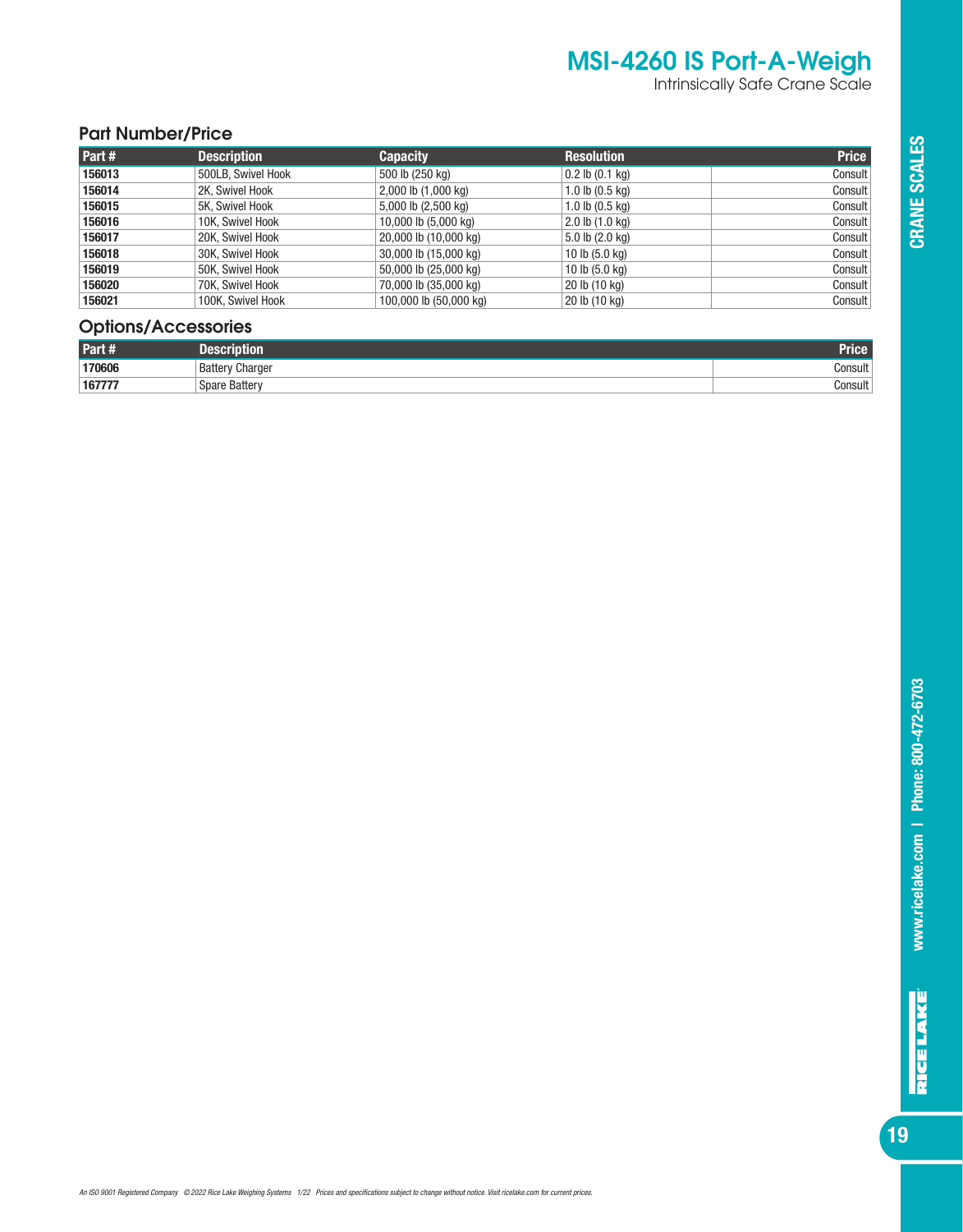# MSI-4260 IS Port-A-Weigh

Intrinsically Safe Crane Scale

## Part Number/Price

| Part # | Description | Capacity | Resolution | Price |
|---|---|---|---|---|
| 156013 | 500LB, Swivel Hook | 500 lb (250 kg) | 0.2 lb (0.1 kg) | Consult |
| 156014 | 2K, Swivel Hook | 2,000 lb (1,000 kg) | 1.0 lb (0.5 kg) | Consult |
| 156015 | 5K, Swivel Hook | 5,000 lb (2,500 kg) | 1.0 lb (0.5 kg) | Consult |
| 156016 | 10K, Swivel Hook | 10,000 lb (5,000 kg) | 2.0 lb (1.0 kg) | Consult |
| 156017 | 20K, Swivel Hook | 20,000 lb (10,000 kg) | 5.0 lb (2.0 kg) | Consult |
| 156018 | 30K, Swivel Hook | 30,000 lb (15,000 kg) | 10 lb (5.0 kg) | Consult |
| 156019 | 50K, Swivel Hook | 50,000 lb (25,000 kg) | 10 lb (5.0 kg) | Consult |
| 156020 | 70K, Swivel Hook | 70,000 lb (35,000 kg) | 20 lb (10 kg) | Consult |
| 156021 | 100K, Swivel Hook | 100,000 lb (50,000 kg) | 20 lb (10 kg) | Consult |

## Options/Accessories

| Part # | Description | Price |
|---|---|---|
| 170606 | Battery Charger | Consult |
| 167777 | Spare Battery | Consult |

*An ISO 9001 Registered Company © 2022 Rice Lake Weighing Systems 1/22 Prices and specifications subject to change without notice. Visit ricelake.com for current prices.*